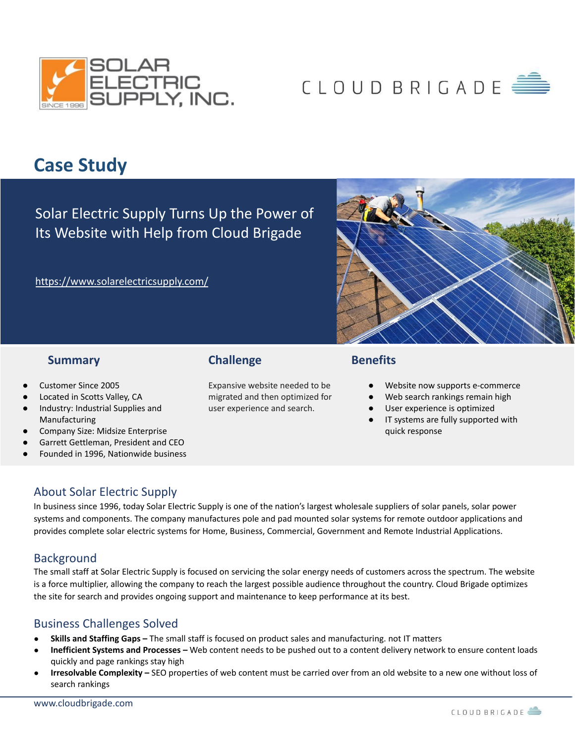SOLAR ELECTRIC SUPPLY, INC. SINCE 1996

CLOUD BRIGADE

# Case Study

## Solar Electric Supply Turns Up the Power of Its Website with Help from Cloud Brigade

https://www.solarelectricsupply.com/

### Summary

- Customer Since 2005
- Located in Scotts Valley, CA
- Industry: Industrial Supplies and Manufacturing
- Company Size: Midsize Enterprise
- Garrett Gettleman, President and CEO
- Founded in 1996, Nationwide business

### Challenge

Expansive website needed to be migrated and then optimized for user experience and search.

### Benefits

- Website now supports e-commerce
- Web search rankings remain high
- User experience is optimized
- IT systems are fully supported with quick response

## About Solar Electric Supply

In business since 1996, today Solar Electric Supply is one of the nation's largest wholesale suppliers of solar panels, solar power systems and components. The company manufactures pole and pad mounted solar systems for remote outdoor applications and provides complete solar electric systems for Home, Business, Commercial, Government and Remote Industrial Applications.

## Background

The small staff at Solar Electric Supply is focused on servicing the solar energy needs of customers across the spectrum. The website is a force multiplier, allowing the company to reach the largest possible audience throughout the country. Cloud Brigade optimizes the site for search and provides ongoing support and maintenance to keep performance at its best.

## Business Challenges Solved

- **Skills and Staffing Gaps –** The small staff is focused on product sales and manufacturing. not IT matters
- **Inefficient Systems and Processes –** Web content needs to be pushed out to a content delivery network to ensure content loads quickly and page rankings stay high
- **Irresolvable Complexity –** SEO properties of web content must be carried over from an old website to a new one without loss of search rankings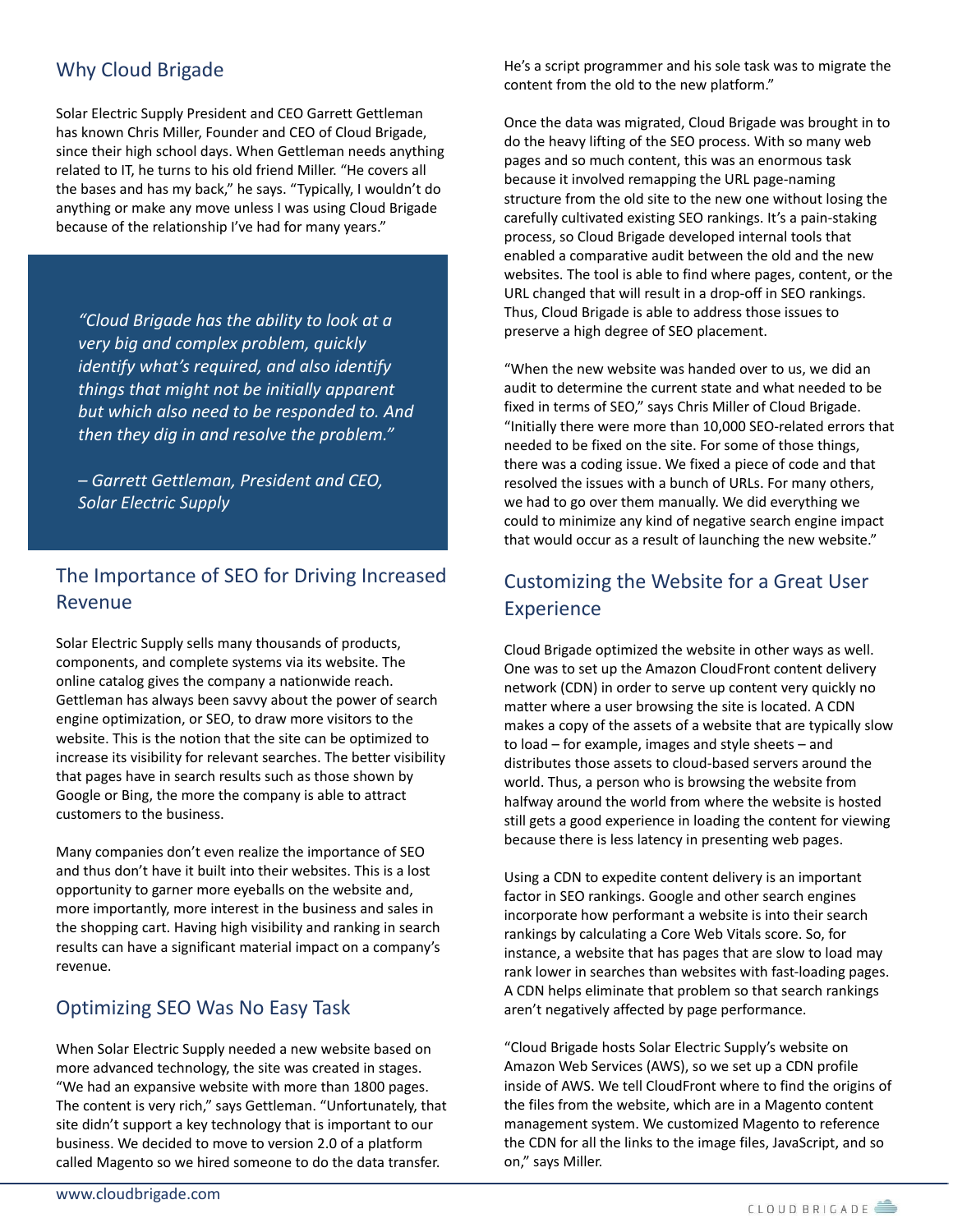## Why Cloud Brigade

Solar Electric Supply President and CEO Garrett Gettleman has known Chris Miller, Founder and CEO of Cloud Brigade, since their high school days. When Gettleman needs anything related to IT, he turns to his old friend Miller. "He covers all the bases and has my back," he says. "Typically, I wouldn't do anything or make any move unless I was using Cloud Brigade because of the relationship I've had for many years."

> *"Cloud Brigade has the ability to look at a very big and complex problem, quickly identify what's required, and also identify things that might not be initially apparent but which also need to be responded to. And then they dig in and resolve the problem."*
>
> *– Garrett Gettleman, President and CEO, Solar Electric Supply*

## The Importance of SEO for Driving Increased Revenue

Solar Electric Supply sells many thousands of products, components, and complete systems via its website. The online catalog gives the company a nationwide reach. Gettleman has always been savvy about the power of search engine optimization, or SEO, to draw more visitors to the website. This is the notion that the site can be optimized to increase its visibility for relevant searches. The better visibility that pages have in search results such as those shown by Google or Bing, the more the company is able to attract customers to the business.

Many companies don't even realize the importance of SEO and thus don't have it built into their websites. This is a lost opportunity to garner more eyeballs on the website and, more importantly, more interest in the business and sales in the shopping cart. Having high visibility and ranking in search results can have a significant material impact on a company's revenue.

## Optimizing SEO Was No Easy Task

When Solar Electric Supply needed a new website based on more advanced technology, the site was created in stages. "We had an expansive website with more than 1800 pages. The content is very rich," says Gettleman. "Unfortunately, that site didn't support a key technology that is important to our business. We decided to move to version 2.0 of a platform called Magento so we hired someone to do the data transfer. He's a script programmer and his sole task was to migrate the content from the old to the new platform."

Once the data was migrated, Cloud Brigade was brought in to do the heavy lifting of the SEO process. With so many web pages and so much content, this was an enormous task because it involved remapping the URL page-naming structure from the old site to the new one without losing the carefully cultivated existing SEO rankings. It's a pain-staking process, so Cloud Brigade developed internal tools that enabled a comparative audit between the old and the new websites. The tool is able to find where pages, content, or the URL changed that will result in a drop-off in SEO rankings. Thus, Cloud Brigade is able to address those issues to preserve a high degree of SEO placement.

"When the new website was handed over to us, we did an audit to determine the current state and what needed to be fixed in terms of SEO," says Chris Miller of Cloud Brigade. "Initially there were more than 10,000 SEO-related errors that needed to be fixed on the site. For some of those things, there was a coding issue. We fixed a piece of code and that resolved the issues with a bunch of URLs. For many others, we had to go over them manually. We did everything we could to minimize any kind of negative search engine impact that would occur as a result of launching the new website."

## Customizing the Website for a Great User Experience

Cloud Brigade optimized the website in other ways as well. One was to set up the Amazon CloudFront content delivery network (CDN) in order to serve up content very quickly no matter where a user browsing the site is located. A CDN makes a copy of the assets of a website that are typically slow to load – for example, images and style sheets – and distributes those assets to cloud-based servers around the world. Thus, a person who is browsing the website from halfway around the world from where the website is hosted still gets a good experience in loading the content for viewing because there is less latency in presenting web pages.

Using a CDN to expedite content delivery is an important factor in SEO rankings. Google and other search engines incorporate how performant a website is into their search rankings by calculating a Core Web Vitals score. So, for instance, a website that has pages that are slow to load may rank lower in searches than websites with fast-loading pages. A CDN helps eliminate that problem so that search rankings aren't negatively affected by page performance.

"Cloud Brigade hosts Solar Electric Supply's website on Amazon Web Services (AWS), so we set up a CDN profile inside of AWS. We tell CloudFront where to find the origins of the files from the website, which are in a Magento content management system. We customized Magento to reference the CDN for all the links to the image files, JavaScript, and so on," says Miller.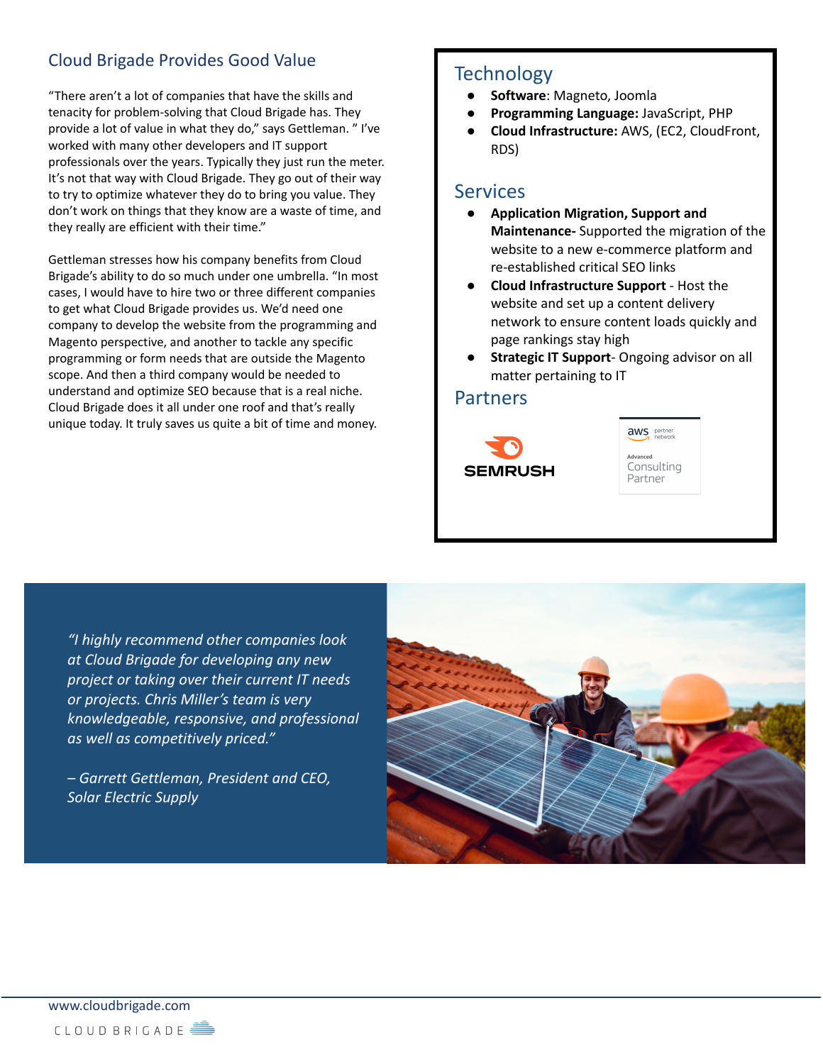## Cloud Brigade Provides Good Value

"There aren't a lot of companies that have the skills and tenacity for problem-solving that Cloud Brigade has. They provide a lot of value in what they do," says Gettleman. " I've worked with many other developers and IT support professionals over the years. Typically they just run the meter. It's not that way with Cloud Brigade. They go out of their way to try to optimize whatever they do to bring you value. They don't work on things that they know are a waste of time, and they really are efficient with their time."

Gettleman stresses how his company benefits from Cloud Brigade's ability to do so much under one umbrella. "In most cases, I would have to hire two or three different companies to get what Cloud Brigade provides us. We'd need one company to develop the website from the programming and Magento perspective, and another to tackle any specific programming or form needs that are outside the Magento scope. And then a third company would be needed to understand and optimize SEO because that is a real niche. Cloud Brigade does it all under one roof and that's really unique today. It truly saves us quite a bit of time and money.

## Technology

- **Software**: Magneto, Joomla
- **Programming Language:** JavaScript, PHP
- **Cloud Infrastructure:** AWS, (EC2, CloudFront, RDS)

## Services

- **Application Migration, Support and Maintenance-** Supported the migration of the website to a new e-commerce platform and re-established critical SEO links
- **Cloud Infrastructure Support** - Host the website and set up a content delivery network to ensure content loads quickly and page rankings stay high
- **Strategic IT Support**- Ongoing advisor on all matter pertaining to IT

## Partners

SEMRUSH

aws partner network
Advanced
Consulting Partner

*"I highly recommend other companies look at Cloud Brigade for developing any new project or taking over their current IT needs or projects. Chris Miller's team is very knowledgeable, responsive, and professional as well as competitively priced."*

*– Garrett Gettleman, President and CEO, Solar Electric Supply*

www.cloudbrigade.com

CLOUD BRIGADE